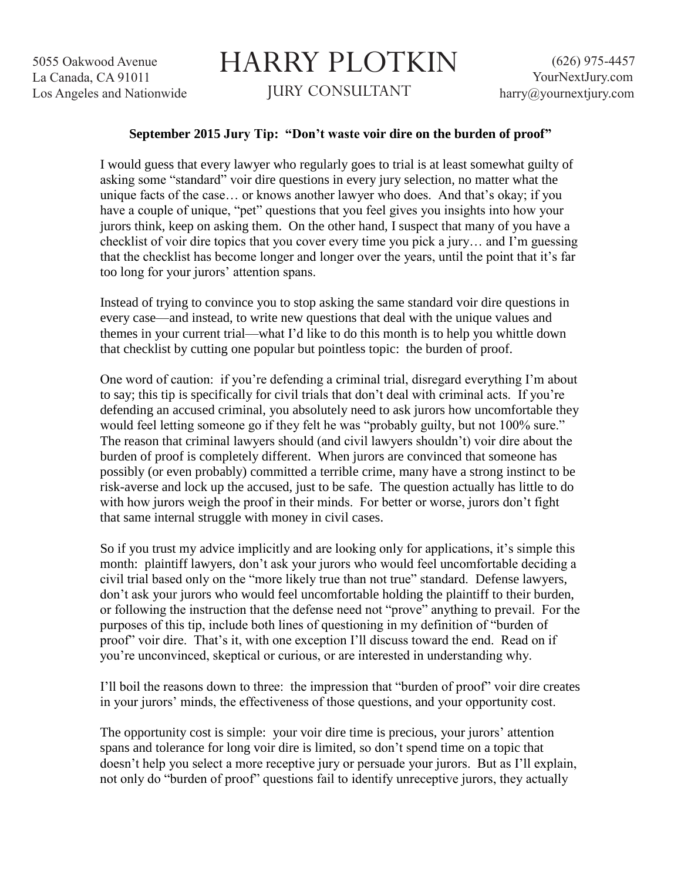# HARRY PLOTKIN

## JURY CONSULTANT

5055 Oakwood Avenue
La Canada, CA 91011
Los Angeles and Nationwide

(626) 975-4457
YourNextJury.com
harry@yournextjury.com

**September 2015 Jury Tip: "Don't waste voir dire on the burden of proof"**

I would guess that every lawyer who regularly goes to trial is at least somewhat guilty of asking some "standard" voir dire questions in every jury selection, no matter what the unique facts of the case… or knows another lawyer who does. And that's okay; if you have a couple of unique, "pet" questions that you feel gives you insights into how your jurors think, keep on asking them. On the other hand, I suspect that many of you have a checklist of voir dire topics that you cover every time you pick a jury… and I'm guessing that the checklist has become longer and longer over the years, until the point that it's far too long for your jurors' attention spans.

Instead of trying to convince you to stop asking the same standard voir dire questions in every case—and instead, to write new questions that deal with the unique values and themes in your current trial—what I'd like to do this month is to help you whittle down that checklist by cutting one popular but pointless topic: the burden of proof.

One word of caution: if you're defending a criminal trial, disregard everything I'm about to say; this tip is specifically for civil trials that don't deal with criminal acts. If you're defending an accused criminal, you absolutely need to ask jurors how uncomfortable they would feel letting someone go if they felt he was "probably guilty, but not 100% sure." The reason that criminal lawyers should (and civil lawyers shouldn't) voir dire about the burden of proof is completely different. When jurors are convinced that someone has possibly (or even probably) committed a terrible crime, many have a strong instinct to be risk-averse and lock up the accused, just to be safe. The question actually has little to do with how jurors weigh the proof in their minds. For better or worse, jurors don't fight that same internal struggle with money in civil cases.

So if you trust my advice implicitly and are looking only for applications, it's simple this month: plaintiff lawyers, don't ask your jurors who would feel uncomfortable deciding a civil trial based only on the "more likely true than not true" standard. Defense lawyers, don't ask your jurors who would feel uncomfortable holding the plaintiff to their burden, or following the instruction that the defense need not "prove" anything to prevail. For the purposes of this tip, include both lines of questioning in my definition of "burden of proof" voir dire. That's it, with one exception I'll discuss toward the end. Read on if you're unconvinced, skeptical or curious, or are interested in understanding why.

I'll boil the reasons down to three: the impression that "burden of proof" voir dire creates in your jurors' minds, the effectiveness of those questions, and your opportunity cost.

The opportunity cost is simple: your voir dire time is precious, your jurors' attention spans and tolerance for long voir dire is limited, so don't spend time on a topic that doesn't help you select a more receptive jury or persuade your jurors. But as I'll explain, not only do "burden of proof" questions fail to identify unreceptive jurors, they actually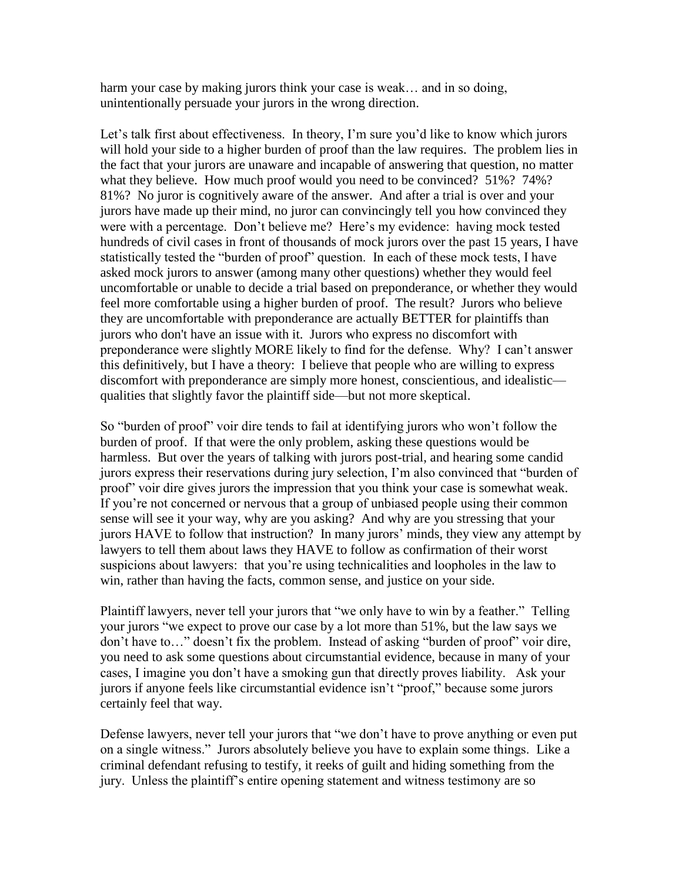harm your case by making jurors think your case is weak… and in so doing, unintentionally persuade your jurors in the wrong direction.

Let's talk first about effectiveness. In theory, I'm sure you'd like to know which jurors will hold your side to a higher burden of proof than the law requires. The problem lies in the fact that your jurors are unaware and incapable of answering that question, no matter what they believe. How much proof would you need to be convinced? 51%? 74%? 81%? No juror is cognitively aware of the answer. And after a trial is over and your jurors have made up their mind, no juror can convincingly tell you how convinced they were with a percentage. Don't believe me? Here's my evidence: having mock tested hundreds of civil cases in front of thousands of mock jurors over the past 15 years, I have statistically tested the "burden of proof" question. In each of these mock tests, I have asked mock jurors to answer (among many other questions) whether they would feel uncomfortable or unable to decide a trial based on preponderance, or whether they would feel more comfortable using a higher burden of proof. The result? Jurors who believe they are uncomfortable with preponderance are actually BETTER for plaintiffs than jurors who don't have an issue with it. Jurors who express no discomfort with preponderance were slightly MORE likely to find for the defense. Why? I can't answer this definitively, but I have a theory: I believe that people who are willing to express discomfort with preponderance are simply more honest, conscientious, and idealistic—qualities that slightly favor the plaintiff side—but not more skeptical.

So "burden of proof" voir dire tends to fail at identifying jurors who won't follow the burden of proof. If that were the only problem, asking these questions would be harmless. But over the years of talking with jurors post-trial, and hearing some candid jurors express their reservations during jury selection, I'm also convinced that "burden of proof" voir dire gives jurors the impression that you think your case is somewhat weak. If you're not concerned or nervous that a group of unbiased people using their common sense will see it your way, why are you asking? And why are you stressing that your jurors HAVE to follow that instruction? In many jurors' minds, they view any attempt by lawyers to tell them about laws they HAVE to follow as confirmation of their worst suspicions about lawyers: that you're using technicalities and loopholes in the law to win, rather than having the facts, common sense, and justice on your side.

Plaintiff lawyers, never tell your jurors that "we only have to win by a feather." Telling your jurors "we expect to prove our case by a lot more than 51%, but the law says we don't have to…" doesn't fix the problem. Instead of asking "burden of proof" voir dire, you need to ask some questions about circumstantial evidence, because in many of your cases, I imagine you don't have a smoking gun that directly proves liability. Ask your jurors if anyone feels like circumstantial evidence isn't "proof," because some jurors certainly feel that way.

Defense lawyers, never tell your jurors that "we don't have to prove anything or even put on a single witness." Jurors absolutely believe you have to explain some things. Like a criminal defendant refusing to testify, it reeks of guilt and hiding something from the jury. Unless the plaintiff's entire opening statement and witness testimony are so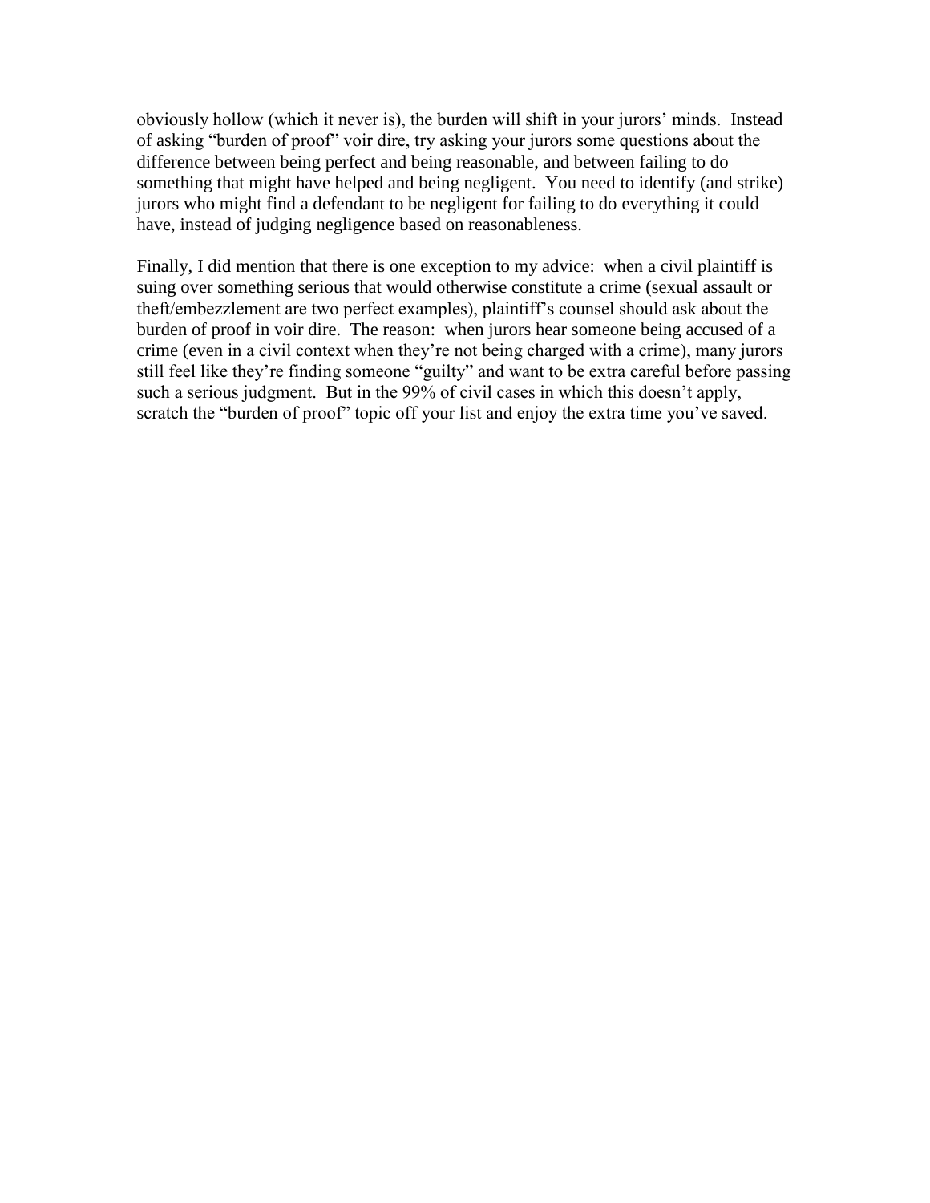obviously hollow (which it never is), the burden will shift in your jurors' minds. Instead of asking "burden of proof" voir dire, try asking your jurors some questions about the difference between being perfect and being reasonable, and between failing to do something that might have helped and being negligent. You need to identify (and strike) jurors who might find a defendant to be negligent for failing to do everything it could have, instead of judging negligence based on reasonableness.

Finally, I did mention that there is one exception to my advice: when a civil plaintiff is suing over something serious that would otherwise constitute a crime (sexual assault or theft/embezzlement are two perfect examples), plaintiff's counsel should ask about the burden of proof in voir dire. The reason: when jurors hear someone being accused of a crime (even in a civil context when they're not being charged with a crime), many jurors still feel like they're finding someone "guilty" and want to be extra careful before passing such a serious judgment. But in the 99% of civil cases in which this doesn't apply, scratch the "burden of proof" topic off your list and enjoy the extra time you've saved.